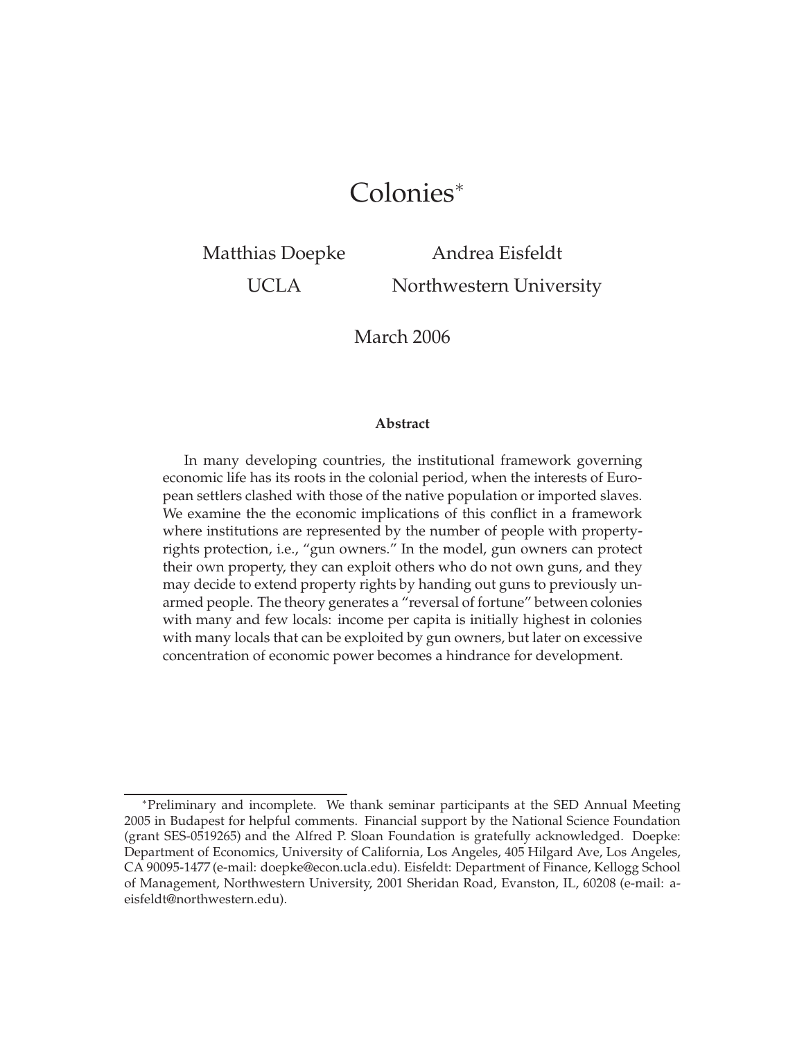# Colonies*

Matthias Doepke
UCLA

Andrea Eisfeldt
Northwestern University

March 2006

**Abstract**

In many developing countries, the institutional framework governing economic life has its roots in the colonial period, when the interests of European settlers clashed with those of the native population or imported slaves. We examine the the economic implications of this conflict in a framework where institutions are represented by the number of people with property-rights protection, i.e., "gun owners." In the model, gun owners can protect their own property, they can exploit others who do not own guns, and they may decide to extend property rights by handing out guns to previously unarmed people. The theory generates a "reversal of fortune" between colonies with many and few locals: income per capita is initially highest in colonies with many locals that can be exploited by gun owners, but later on excessive concentration of economic power becomes a hindrance for development.

---

*Preliminary and incomplete. We thank seminar participants at the SED Annual Meeting 2005 in Budapest for helpful comments. Financial support by the National Science Foundation (grant SES-0519265) and the Alfred P. Sloan Foundation is gratefully acknowledged. Doepke: Department of Economics, University of California, Los Angeles, 405 Hilgard Ave, Los Angeles, CA 90095-1477 (e-mail: doepke@econ.ucla.edu). Eisfeldt: Department of Finance, Kellogg School of Management, Northwestern University, 2001 Sheridan Road, Evanston, IL, 60208 (e-mail: a-eisfeldt@northwestern.edu).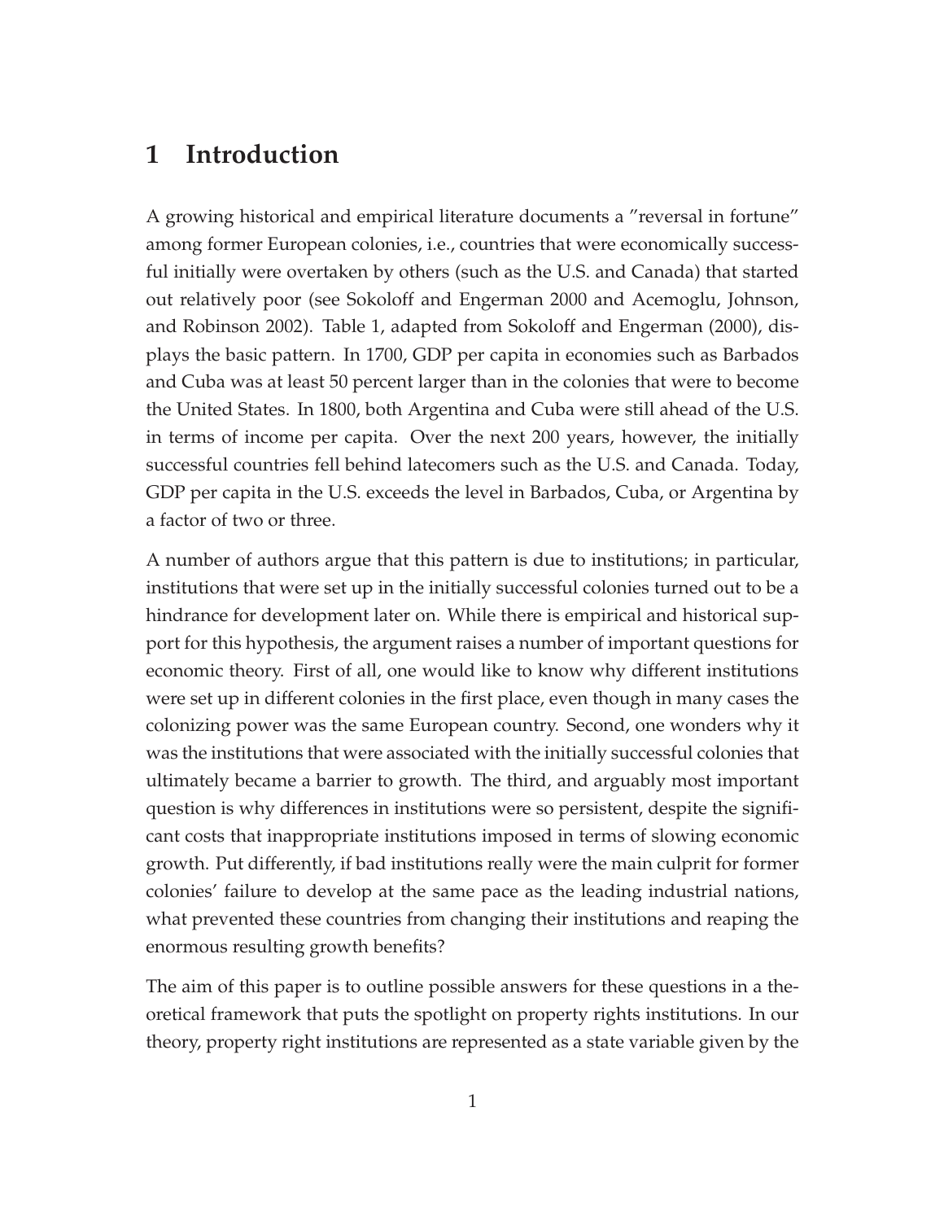# 1 Introduction

A growing historical and empirical literature documents a "reversal in fortune" among former European colonies, i.e., countries that were economically successful initially were overtaken by others (such as the U.S. and Canada) that started out relatively poor (see Sokoloff and Engerman 2000 and Acemoglu, Johnson, and Robinson 2002). Table 1, adapted from Sokoloff and Engerman (2000), displays the basic pattern. In 1700, GDP per capita in economies such as Barbados and Cuba was at least 50 percent larger than in the colonies that were to become the United States. In 1800, both Argentina and Cuba were still ahead of the U.S. in terms of income per capita. Over the next 200 years, however, the initially successful countries fell behind latecomers such as the U.S. and Canada. Today, GDP per capita in the U.S. exceeds the level in Barbados, Cuba, or Argentina by a factor of two or three.

A number of authors argue that this pattern is due to institutions; in particular, institutions that were set up in the initially successful colonies turned out to be a hindrance for development later on. While there is empirical and historical support for this hypothesis, the argument raises a number of important questions for economic theory. First of all, one would like to know why different institutions were set up in different colonies in the first place, even though in many cases the colonizing power was the same European country. Second, one wonders why it was the institutions that were associated with the initially successful colonies that ultimately became a barrier to growth. The third, and arguably most important question is why differences in institutions were so persistent, despite the significant costs that inappropriate institutions imposed in terms of slowing economic growth. Put differently, if bad institutions really were the main culprit for former colonies' failure to develop at the same pace as the leading industrial nations, what prevented these countries from changing their institutions and reaping the enormous resulting growth benefits?

The aim of this paper is to outline possible answers for these questions in a theoretical framework that puts the spotlight on property rights institutions. In our theory, property right institutions are represented as a state variable given by the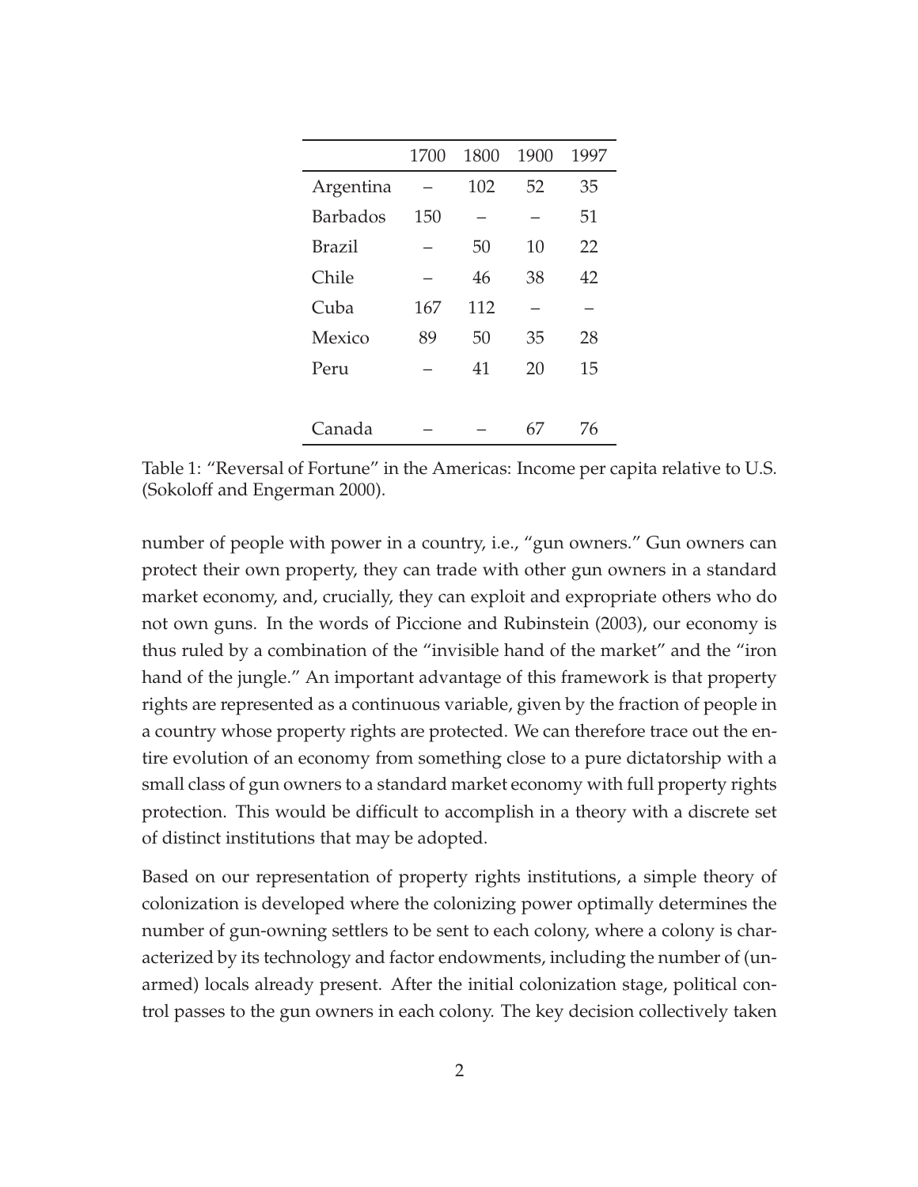| | 1700 | 1800 | 1900 | 1997 |
|---|---|---|---|---|
| Argentina | – | 102 | 52 | 35 |
| Barbados | 150 | – | – | 51 |
| Brazil | – | 50 | 10 | 22 |
| Chile | – | 46 | 38 | 42 |
| Cuba | 167 | 112 | – | – |
| Mexico | 89 | 50 | 35 | 28 |
| Peru | – | 41 | 20 | 15 |
| | | | | |
| Canada | – | – | 67 | 76 |

Table 1: "Reversal of Fortune" in the Americas: Income per capita relative to U.S. (Sokoloff and Engerman 2000).

number of people with power in a country, i.e., "gun owners." Gun owners can protect their own property, they can trade with other gun owners in a standard market economy, and, crucially, they can exploit and expropriate others who do not own guns. In the words of Piccione and Rubinstein (2003), our economy is thus ruled by a combination of the "invisible hand of the market" and the "iron hand of the jungle." An important advantage of this framework is that property rights are represented as a continuous variable, given by the fraction of people in a country whose property rights are protected. We can therefore trace out the entire evolution of an economy from something close to a pure dictatorship with a small class of gun owners to a standard market economy with full property rights protection. This would be difficult to accomplish in a theory with a discrete set of distinct institutions that may be adopted.

Based on our representation of property rights institutions, a simple theory of colonization is developed where the colonizing power optimally determines the number of gun-owning settlers to be sent to each colony, where a colony is characterized by its technology and factor endowments, including the number of (unarmed) locals already present. After the initial colonization stage, political control passes to the gun owners in each colony. The key decision collectively taken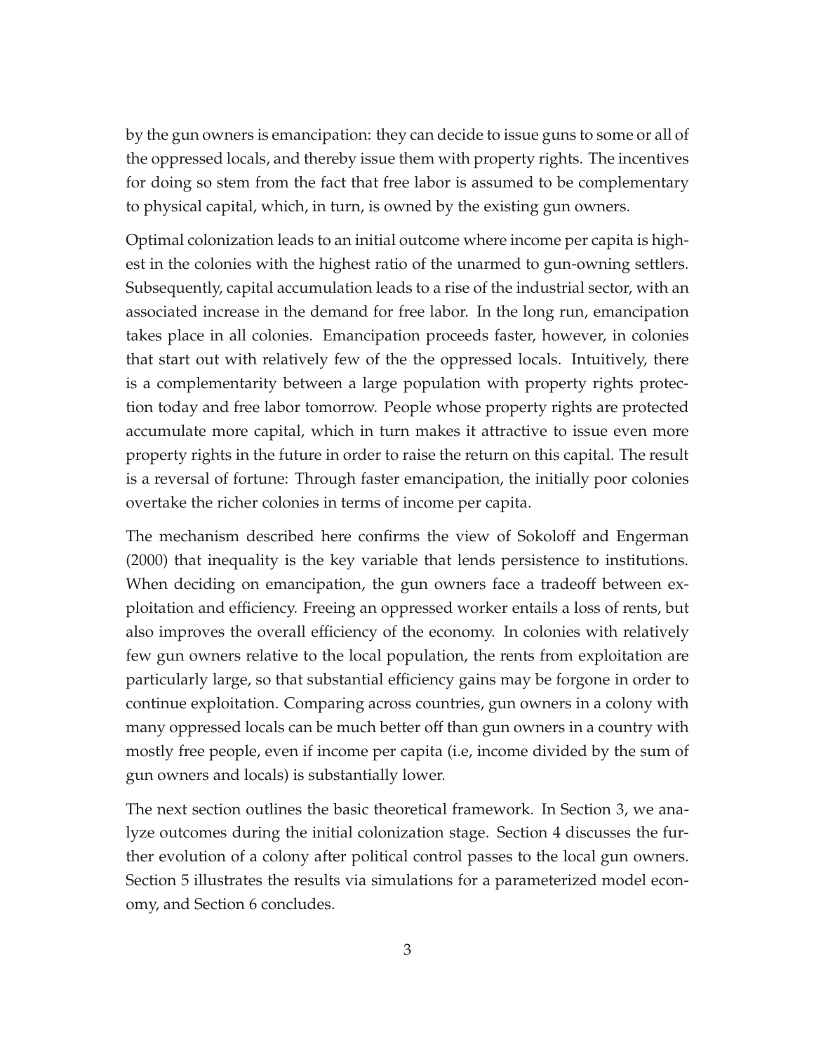by the gun owners is emancipation: they can decide to issue guns to some or all of the oppressed locals, and thereby issue them with property rights. The incentives for doing so stem from the fact that free labor is assumed to be complementary to physical capital, which, in turn, is owned by the existing gun owners.

Optimal colonization leads to an initial outcome where income per capita is highest in the colonies with the highest ratio of the unarmed to gun-owning settlers. Subsequently, capital accumulation leads to a rise of the industrial sector, with an associated increase in the demand for free labor. In the long run, emancipation takes place in all colonies. Emancipation proceeds faster, however, in colonies that start out with relatively few of the the oppressed locals. Intuitively, there is a complementarity between a large population with property rights protection today and free labor tomorrow. People whose property rights are protected accumulate more capital, which in turn makes it attractive to issue even more property rights in the future in order to raise the return on this capital. The result is a reversal of fortune: Through faster emancipation, the initially poor colonies overtake the richer colonies in terms of income per capita.

The mechanism described here confirms the view of Sokoloff and Engerman (2000) that inequality is the key variable that lends persistence to institutions. When deciding on emancipation, the gun owners face a tradeoff between exploitation and efficiency. Freeing an oppressed worker entails a loss of rents, but also improves the overall efficiency of the economy. In colonies with relatively few gun owners relative to the local population, the rents from exploitation are particularly large, so that substantial efficiency gains may be forgone in order to continue exploitation. Comparing across countries, gun owners in a colony with many oppressed locals can be much better off than gun owners in a country with mostly free people, even if income per capita (i.e, income divided by the sum of gun owners and locals) is substantially lower.

The next section outlines the basic theoretical framework. In Section 3, we analyze outcomes during the initial colonization stage. Section 4 discusses the further evolution of a colony after political control passes to the local gun owners. Section 5 illustrates the results via simulations for a parameterized model economy, and Section 6 concludes.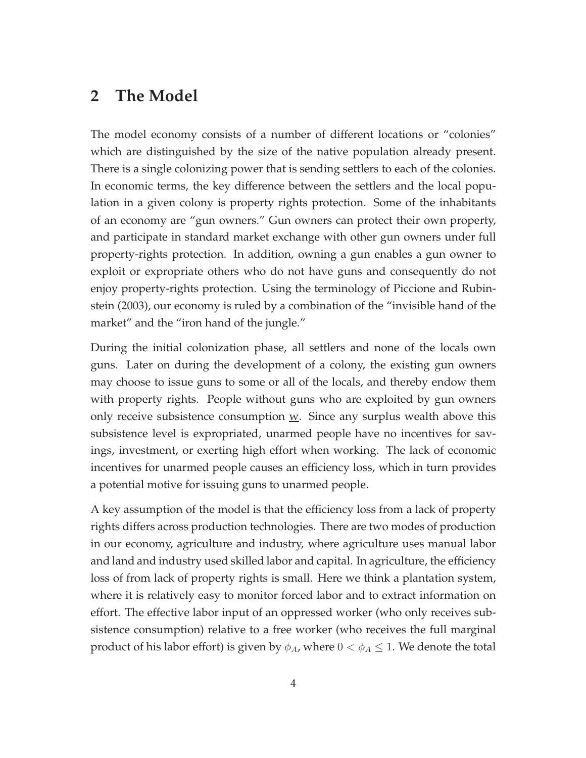## 2 The Model

The model economy consists of a number of different locations or "colonies" which are distinguished by the size of the native population already present. There is a single colonizing power that is sending settlers to each of the colonies. In economic terms, the key difference between the settlers and the local population in a given colony is property rights protection. Some of the inhabitants of an economy are "gun owners." Gun owners can protect their own property, and participate in standard market exchange with other gun owners under full property-rights protection. In addition, owning a gun enables a gun owner to exploit or expropriate others who do not have guns and consequently do not enjoy property-rights protection. Using the terminology of Piccione and Rubinstein (2003), our economy is ruled by a combination of the "invisible hand of the market" and the "iron hand of the jungle."

During the initial colonization phase, all settlers and none of the locals own guns. Later on during the development of a colony, the existing gun owners may choose to issue guns to some or all of the locals, and thereby endow them with property rights. People without guns who are exploited by gun owners only receive subsistence consumption $\underline{w}$. Since any surplus wealth above this subsistence level is expropriated, unarmed people have no incentives for savings, investment, or exerting high effort when working. The lack of economic incentives for unarmed people causes an efficiency loss, which in turn provides a potential motive for issuing guns to unarmed people.

A key assumption of the model is that the efficiency loss from a lack of property rights differs across production technologies. There are two modes of production in our economy, agriculture and industry, where agriculture uses manual labor and land and industry used skilled labor and capital. In agriculture, the efficiency loss of from lack of property rights is small. Here we think a plantation system, where it is relatively easy to monitor forced labor and to extract information on effort. The effective labor input of an oppressed worker (who only receives subsistence consumption) relative to a free worker (who receives the full marginal product of his labor effort) is given by $\phi_A$, where $0 < \phi_A \leq 1$. We denote the total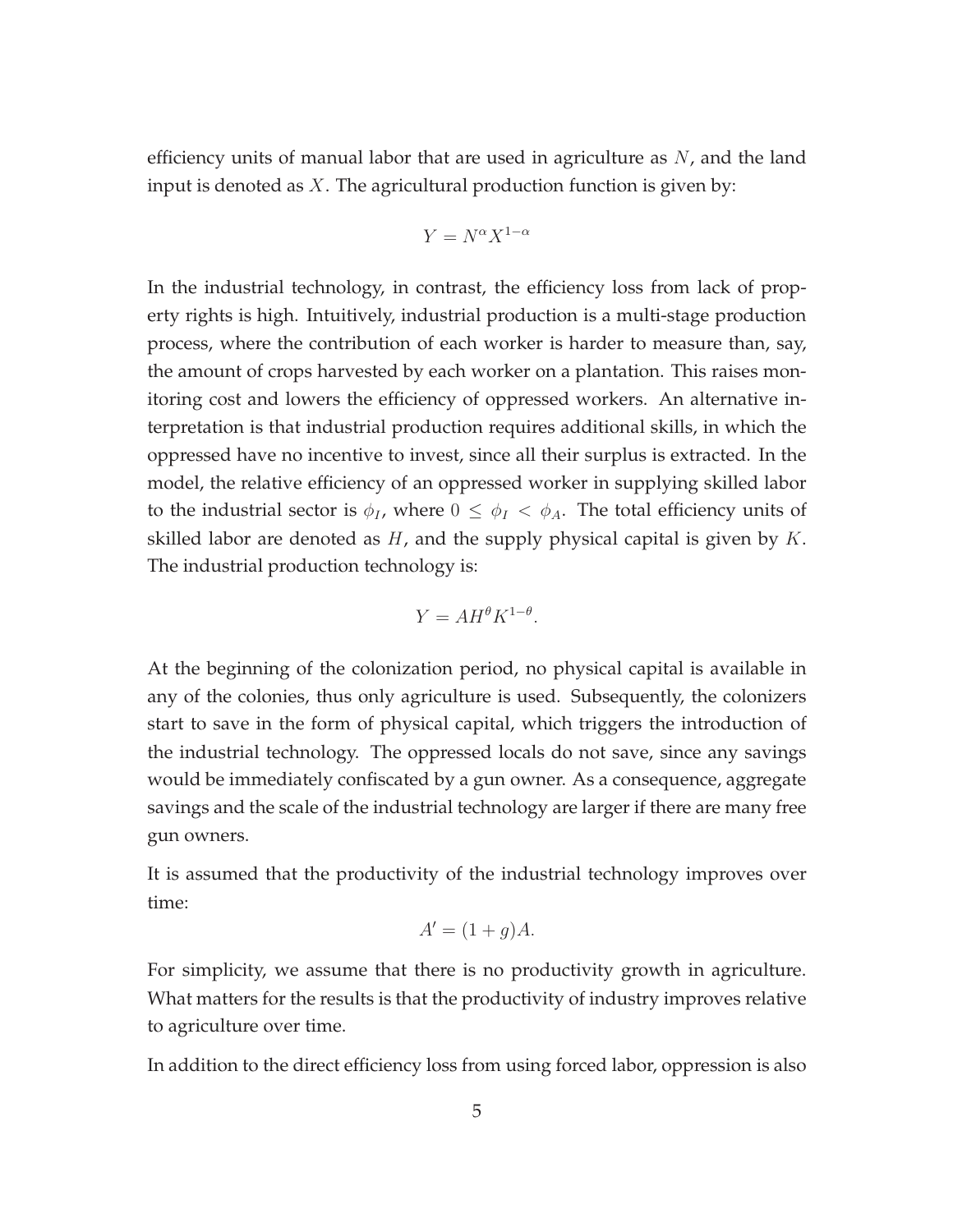efficiency units of manual labor that are used in agriculture as $N$, and the land input is denoted as $X$. The agricultural production function is given by:

$$Y = N^{\alpha} X^{1-\alpha}$$

In the industrial technology, in contrast, the efficiency loss from lack of property rights is high. Intuitively, industrial production is a multi-stage production process, where the contribution of each worker is harder to measure than, say, the amount of crops harvested by each worker on a plantation. This raises monitoring cost and lowers the efficiency of oppressed workers. An alternative interpretation is that industrial production requires additional skills, in which the oppressed have no incentive to invest, since all their surplus is extracted. In the model, the relative efficiency of an oppressed worker in supplying skilled labor to the industrial sector is $\phi_I$, where $0 \leq \phi_I < \phi_A$. The total efficiency units of skilled labor are denoted as $H$, and the supply physical capital is given by $K$. The industrial production technology is:

$$Y = AH^{\theta} K^{1-\theta}.$$

At the beginning of the colonization period, no physical capital is available in any of the colonies, thus only agriculture is used. Subsequently, the colonizers start to save in the form of physical capital, which triggers the introduction of the industrial technology. The oppressed locals do not save, since any savings would be immediately confiscated by a gun owner. As a consequence, aggregate savings and the scale of the industrial technology are larger if there are many free gun owners.

It is assumed that the productivity of the industrial technology improves over time:

$$A' = (1 + g)A.$$

For simplicity, we assume that there is no productivity growth in agriculture. What matters for the results is that the productivity of industry improves relative to agriculture over time.

In addition to the direct efficiency loss from using forced labor, oppression is also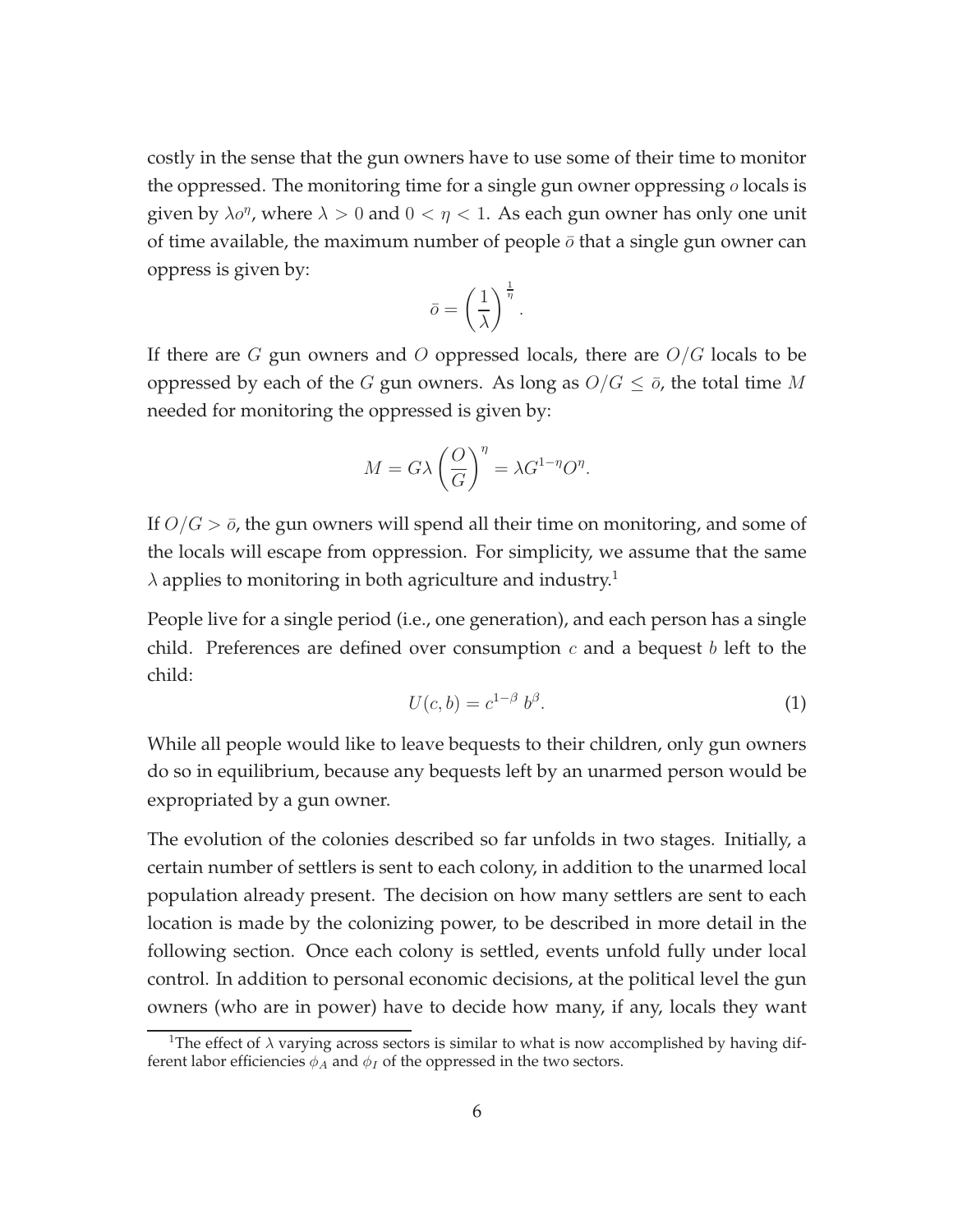costly in the sense that the gun owners have to use some of their time to monitor the oppressed. The monitoring time for a single gun owner oppressing $o$ locals is given by $\lambda o^{\eta}$, where $\lambda > 0$ and $0 < \eta < 1$. As each gun owner has only one unit of time available, the maximum number of people $\bar{o}$ that a single gun owner can oppress is given by:

$$\bar{o} = \left(\frac{1}{\lambda}\right)^{\frac{1}{\eta}}.$$

If there are $G$ gun owners and $O$ oppressed locals, there are $O/G$ locals to be oppressed by each of the $G$ gun owners. As long as $O/G \leq \bar{o}$, the total time $M$ needed for monitoring the oppressed is given by:

$$M = G\lambda \left(\frac{O}{G}\right)^{\eta} = \lambda G^{1-\eta} O^{\eta}.$$

If $O/G > \bar{o}$, the gun owners will spend all their time on monitoring, and some of the locals will escape from oppression. For simplicity, we assume that the same $\lambda$ applies to monitoring in both agriculture and industry.[1]

People live for a single period (i.e., one generation), and each person has a single child. Preferences are defined over consumption $c$ and a bequest $b$ left to the child:

$$U(c, b) = c^{1-\beta}\, b^{\beta}. \tag{1}$$

While all people would like to leave bequests to their children, only gun owners do so in equilibrium, because any bequests left by an unarmed person would be expropriated by a gun owner.

The evolution of the colonies described so far unfolds in two stages. Initially, a certain number of settlers is sent to each colony, in addition to the unarmed local population already present. The decision on how many settlers are sent to each location is made by the colonizing power, to be described in more detail in the following section. Once each colony is settled, events unfold fully under local control. In addition to personal economic decisions, at the political level the gun owners (who are in power) have to decide how many, if any, locals they want

[1] The effect of $\lambda$ varying across sectors is similar to what is now accomplished by having different labor efficiencies $\phi_A$ and $\phi_I$ of the oppressed in the two sectors.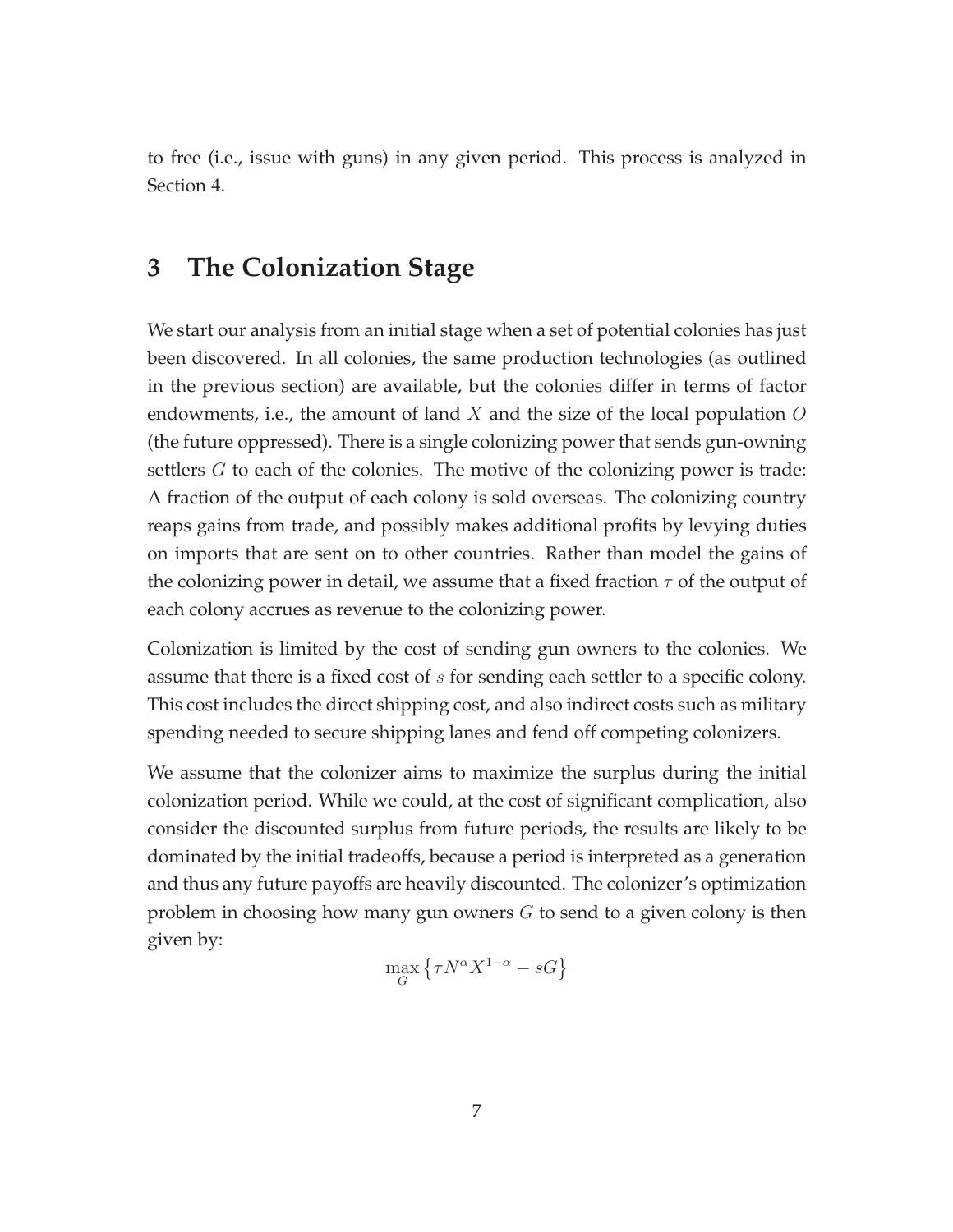to free (i.e., issue with guns) in any given period. This process is analyzed in Section 4.

## 3 The Colonization Stage

We start our analysis from an initial stage when a set of potential colonies has just been discovered. In all colonies, the same production technologies (as outlined in the previous section) are available, but the colonies differ in terms of factor endowments, i.e., the amount of land $X$ and the size of the local population $O$ (the future oppressed). There is a single colonizing power that sends gun-owning settlers $G$ to each of the colonies. The motive of the colonizing power is trade: A fraction of the output of each colony is sold overseas. The colonizing country reaps gains from trade, and possibly makes additional profits by levying duties on imports that are sent on to other countries. Rather than model the gains of the colonizing power in detail, we assume that a fixed fraction $\tau$ of the output of each colony accrues as revenue to the colonizing power.

Colonization is limited by the cost of sending gun owners to the colonies. We assume that there is a fixed cost of $s$ for sending each settler to a specific colony. This cost includes the direct shipping cost, and also indirect costs such as military spending needed to secure shipping lanes and fend off competing colonizers.

We assume that the colonizer aims to maximize the surplus during the initial colonization period. While we could, at the cost of significant complication, also consider the discounted surplus from future periods, the results are likely to be dominated by the initial tradeoffs, because a period is interpreted as a generation and thus any future payoffs are heavily discounted. The colonizer's optimization problem in choosing how many gun owners $G$ to send to a given colony is then given by:

$$\max_{G} \left\{ \tau N^{\alpha} X^{1-\alpha} - sG \right\}$$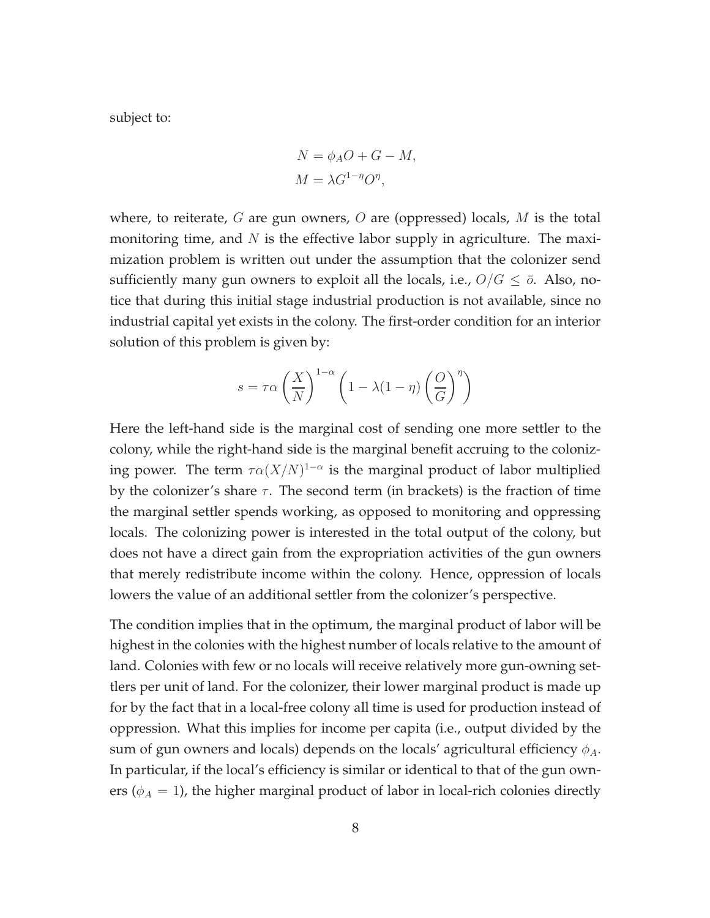subject to:

$$N = \phi_A O + G - M,$$
$$M = \lambda G^{1-\eta} O^{\eta},$$

where, to reiterate, $G$ are gun owners, $O$ are (oppressed) locals, $M$ is the total monitoring time, and $N$ is the effective labor supply in agriculture. The maximization problem is written out under the assumption that the colonizer send sufficiently many gun owners to exploit all the locals, i.e., $O/G \leq \bar{o}$. Also, notice that during this initial stage industrial production is not available, since no industrial capital yet exists in the colony. The first-order condition for an interior solution of this problem is given by:

$$s = \tau\alpha \left(\frac{X}{N}\right)^{1-\alpha} \left(1 - \lambda(1-\eta)\left(\frac{O}{G}\right)^{\eta}\right)$$

Here the left-hand side is the marginal cost of sending one more settler to the colony, while the right-hand side is the marginal benefit accruing to the colonizing power. The term $\tau\alpha(X/N)^{1-\alpha}$ is the marginal product of labor multiplied by the colonizer's share $\tau$. The second term (in brackets) is the fraction of time the marginal settler spends working, as opposed to monitoring and oppressing locals. The colonizing power is interested in the total output of the colony, but does not have a direct gain from the expropriation activities of the gun owners that merely redistribute income within the colony. Hence, oppression of locals lowers the value of an additional settler from the colonizer's perspective.

The condition implies that in the optimum, the marginal product of labor will be highest in the colonies with the highest number of locals relative to the amount of land. Colonies with few or no locals will receive relatively more gun-owning settlers per unit of land. For the colonizer, their lower marginal product is made up for by the fact that in a local-free colony all time is used for production instead of oppression. What this implies for income per capita (i.e., output divided by the sum of gun owners and locals) depends on the locals' agricultural efficiency $\phi_A$. In particular, if the local's efficiency is similar or identical to that of the gun owners ($\phi_A = 1$), the higher marginal product of labor in local-rich colonies directly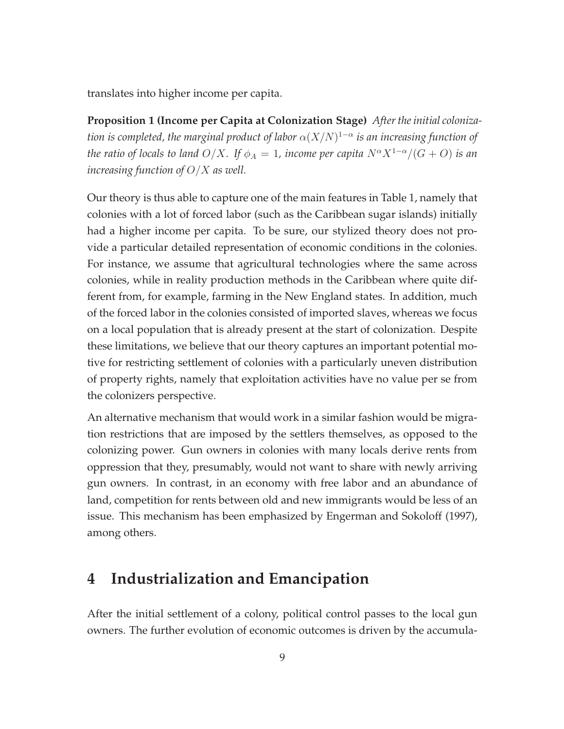translates into higher income per capita.

**Proposition 1 (Income per Capita at Colonization Stage)** *After the initial colonization is completed, the marginal product of labor $\alpha(X/N)^{1-\alpha}$ is an increasing function of the ratio of locals to land $O/X$. If $\phi_A = 1$, income per capita $N^\alpha X^{1-\alpha}/(G+O)$ is an increasing function of $O/X$ as well.*

Our theory is thus able to capture one of the main features in Table 1, namely that colonies with a lot of forced labor (such as the Caribbean sugar islands) initially had a higher income per capita. To be sure, our stylized theory does not provide a particular detailed representation of economic conditions in the colonies. For instance, we assume that agricultural technologies where the same across colonies, while in reality production methods in the Caribbean where quite different from, for example, farming in the New England states. In addition, much of the forced labor in the colonies consisted of imported slaves, whereas we focus on a local population that is already present at the start of colonization. Despite these limitations, we believe that our theory captures an important potential motive for restricting settlement of colonies with a particularly uneven distribution of property rights, namely that exploitation activities have no value per se from the colonizers perspective.

An alternative mechanism that would work in a similar fashion would be migration restrictions that are imposed by the settlers themselves, as opposed to the colonizing power. Gun owners in colonies with many locals derive rents from oppression that they, presumably, would not want to share with newly arriving gun owners. In contrast, in an economy with free labor and an abundance of land, competition for rents between old and new immigrants would be less of an issue. This mechanism has been emphasized by Engerman and Sokoloff (1997), among others.

## 4 Industrialization and Emancipation

After the initial settlement of a colony, political control passes to the local gun owners. The further evolution of economic outcomes is driven by the accumula-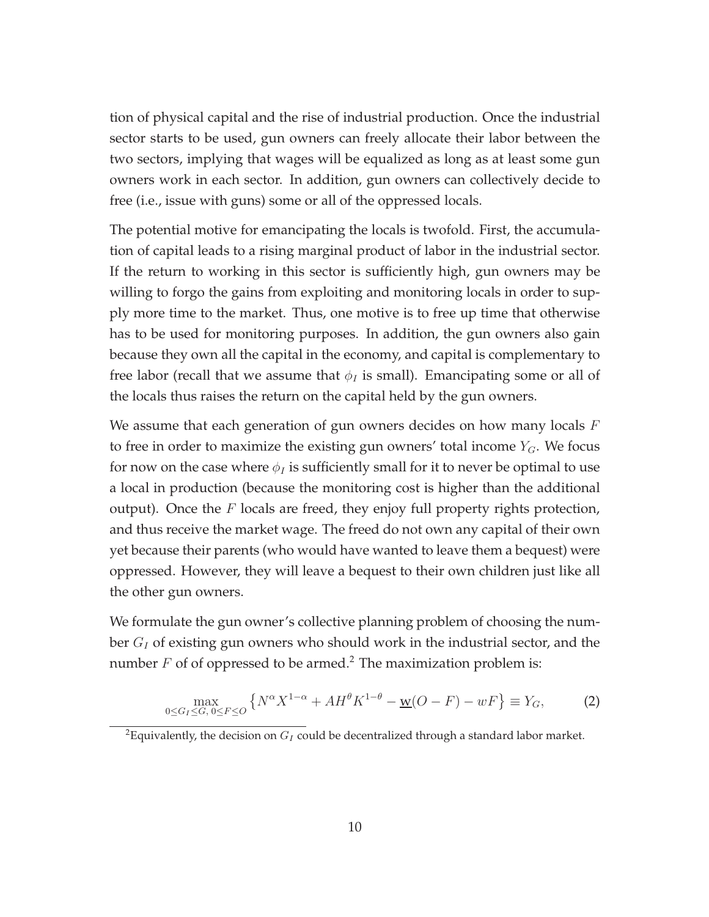tion of physical capital and the rise of industrial production. Once the industrial sector starts to be used, gun owners can freely allocate their labor between the two sectors, implying that wages will be equalized as long as at least some gun owners work in each sector. In addition, gun owners can collectively decide to free (i.e., issue with guns) some or all of the oppressed locals.

The potential motive for emancipating the locals is twofold. First, the accumulation of capital leads to a rising marginal product of labor in the industrial sector. If the return to working in this sector is sufficiently high, gun owners may be willing to forgo the gains from exploiting and monitoring locals in order to supply more time to the market. Thus, one motive is to free up time that otherwise has to be used for monitoring purposes. In addition, the gun owners also gain because they own all the capital in the economy, and capital is complementary to free labor (recall that we assume that $\phi_I$ is small). Emancipating some or all of the locals thus raises the return on the capital held by the gun owners.

We assume that each generation of gun owners decides on how many locals $F$ to free in order to maximize the existing gun owners' total income $Y_G$. We focus for now on the case where $\phi_I$ is sufficiently small for it to never be optimal to use a local in production (because the monitoring cost is higher than the additional output). Once the $F$ locals are freed, they enjoy full property rights protection, and thus receive the market wage. The freed do not own any capital of their own yet because their parents (who would have wanted to leave them a bequest) were oppressed. However, they will leave a bequest to their own children just like all the other gun owners.

We formulate the gun owner's collective planning problem of choosing the number $G_I$ of existing gun owners who should work in the industrial sector, and the number $F$ of of oppressed to be armed.[2] The maximization problem is:

$$\max_{0 \leq G_I \leq G,\, 0 \leq F \leq O} \left\{ N^{\alpha} X^{1-\alpha} + A H^{\theta} K^{1-\theta} - \underline{w}(O - F) - wF \right\} \equiv Y_G, \tag{2}$$

[2] Equivalently, the decision on $G_I$ could be decentralized through a standard labor market.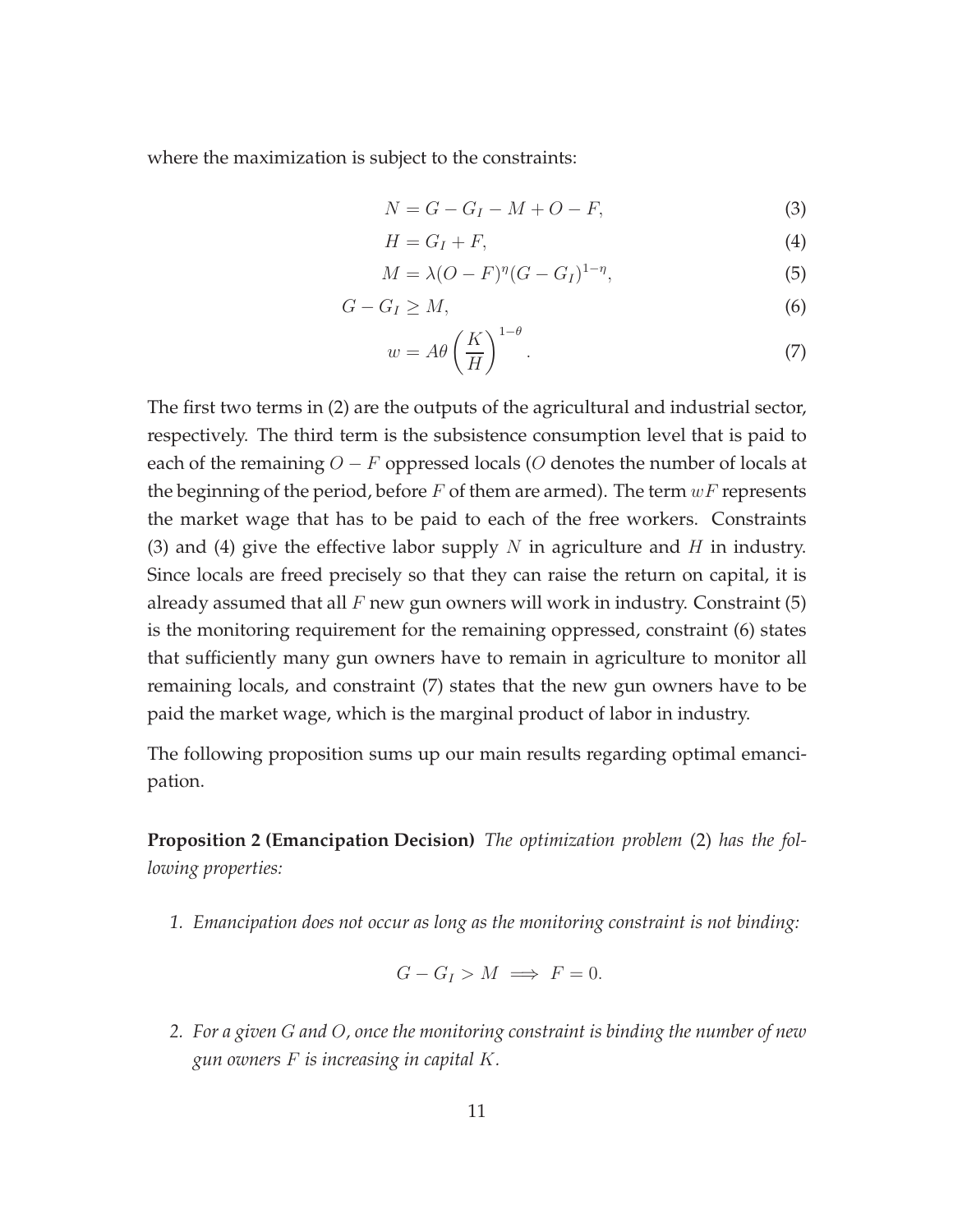where the maximization is subject to the constraints:

$$N = G - G_I - M + O - F, \tag{3}$$

$$H = G_I + F, \tag{4}$$

$$M = \lambda(O - F)^{\eta}(G - G_I)^{1-\eta}, \tag{5}$$

$$G - G_I \geq M, \tag{6}$$

$$w = A\theta \left(\frac{K}{H}\right)^{1-\theta}. \tag{7}$$

The first two terms in (2) are the outputs of the agricultural and industrial sector, respectively. The third term is the subsistence consumption level that is paid to each of the remaining $O - F$ oppressed locals ($O$ denotes the number of locals at the beginning of the period, before $F$ of them are armed). The term $wF$ represents the market wage that has to be paid to each of the free workers. Constraints (3) and (4) give the effective labor supply $N$ in agriculture and $H$ in industry. Since locals are freed precisely so that they can raise the return on capital, it is already assumed that all $F$ new gun owners will work in industry. Constraint (5) is the monitoring requirement for the remaining oppressed, constraint (6) states that sufficiently many gun owners have to remain in agriculture to monitor all remaining locals, and constraint (7) states that the new gun owners have to be paid the market wage, which is the marginal product of labor in industry.

The following proposition sums up our main results regarding optimal emancipation.

**Proposition 2 (Emancipation Decision)** *The optimization problem* (2) *has the following properties:*

1. *Emancipation does not occur as long as the monitoring constraint is not binding:*

$$G - G_I > M \implies F = 0.$$

2. *For a given $G$ and $O$, once the monitoring constraint is binding the number of new gun owners $F$ is increasing in capital $K$.*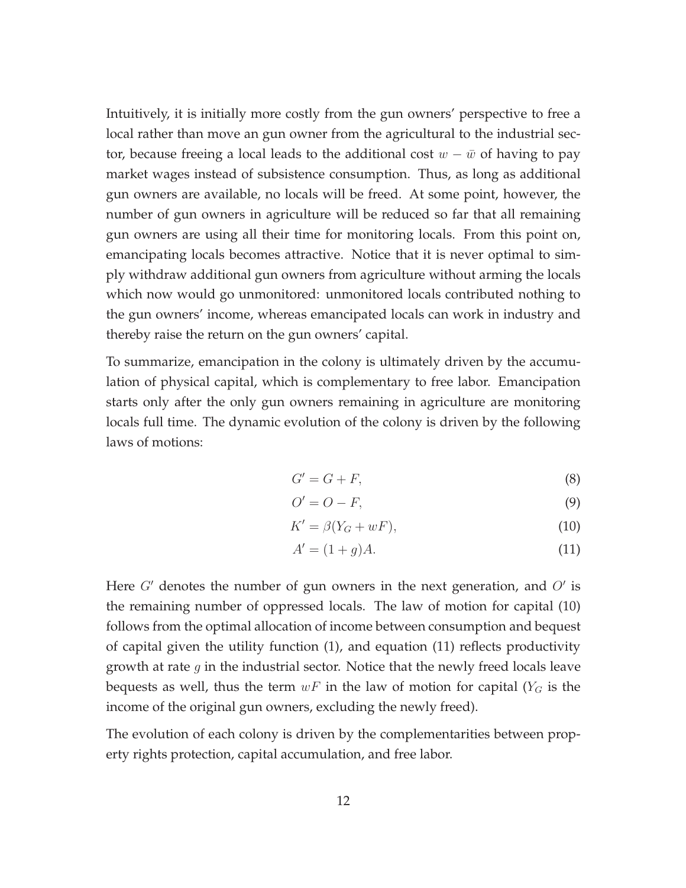Intuitively, it is initially more costly from the gun owners' perspective to free a local rather than move an gun owner from the agricultural to the industrial sector, because freeing a local leads to the additional cost $w - \bar{w}$ of having to pay market wages instead of subsistence consumption. Thus, as long as additional gun owners are available, no locals will be freed. At some point, however, the number of gun owners in agriculture will be reduced so far that all remaining gun owners are using all their time for monitoring locals. From this point on, emancipating locals becomes attractive. Notice that it is never optimal to simply withdraw additional gun owners from agriculture without arming the locals which now would go unmonitored: unmonitored locals contributed nothing to the gun owners' income, whereas emancipated locals can work in industry and thereby raise the return on the gun owners' capital.

To summarize, emancipation in the colony is ultimately driven by the accumulation of physical capital, which is complementary to free labor. Emancipation starts only after the only gun owners remaining in agriculture are monitoring locals full time. The dynamic evolution of the colony is driven by the following laws of motions:

$$G' = G + F, \tag{8}$$

$$O' = O - F, \tag{9}$$

$$K' = \beta(Y_G + wF), \tag{10}$$

$$A' = (1 + g)A. \tag{11}$$

Here $G'$ denotes the number of gun owners in the next generation, and $O'$ is the remaining number of oppressed locals. The law of motion for capital (10) follows from the optimal allocation of income between consumption and bequest of capital given the utility function (1), and equation (11) reflects productivity growth at rate $g$ in the industrial sector. Notice that the newly freed locals leave bequests as well, thus the term $wF$ in the law of motion for capital ($Y_G$ is the income of the original gun owners, excluding the newly freed).

The evolution of each colony is driven by the complementarities between property rights protection, capital accumulation, and free labor.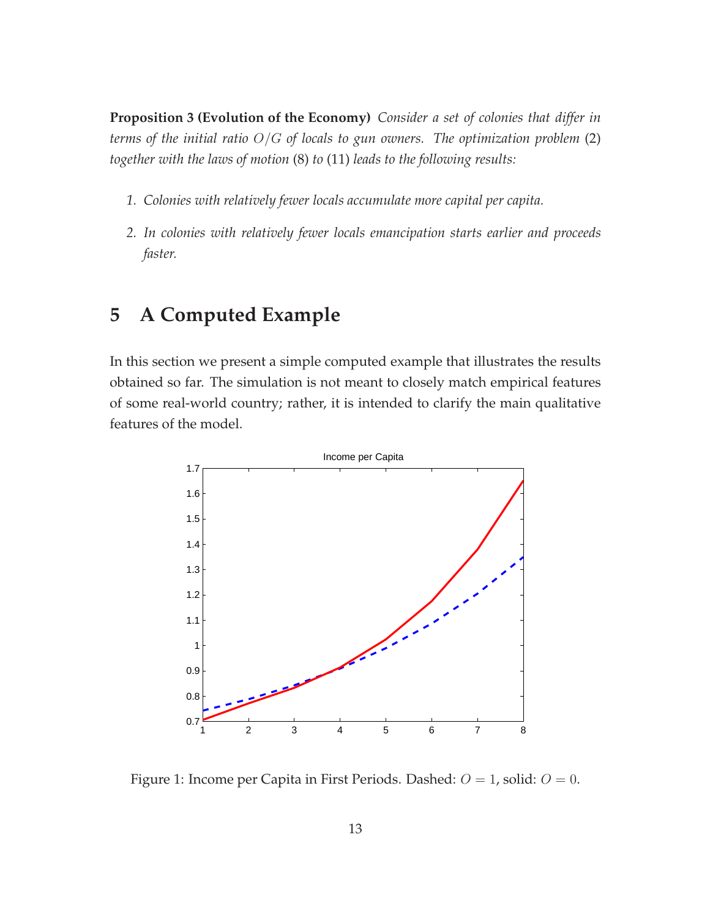**Proposition 3 (Evolution of the Economy)** *Consider a set of colonies that differ in terms of the initial ratio $O/G$ of locals to gun owners. The optimization problem* (2) *together with the laws of motion* (8) *to* (11) *leads to the following results:*

1. *Colonies with relatively fewer locals accumulate more capital per capita.*
2. *In colonies with relatively fewer locals emancipation starts earlier and proceeds faster.*

# 5 A Computed Example

In this section we present a simple computed example that illustrates the results obtained so far. The simulation is not meant to closely match empirical features of some real-world country; rather, it is intended to clarify the main qualitative features of the model.

Figure 1: Income per Capita in First Periods. Dashed: $O = 1$, solid: $O = 0$.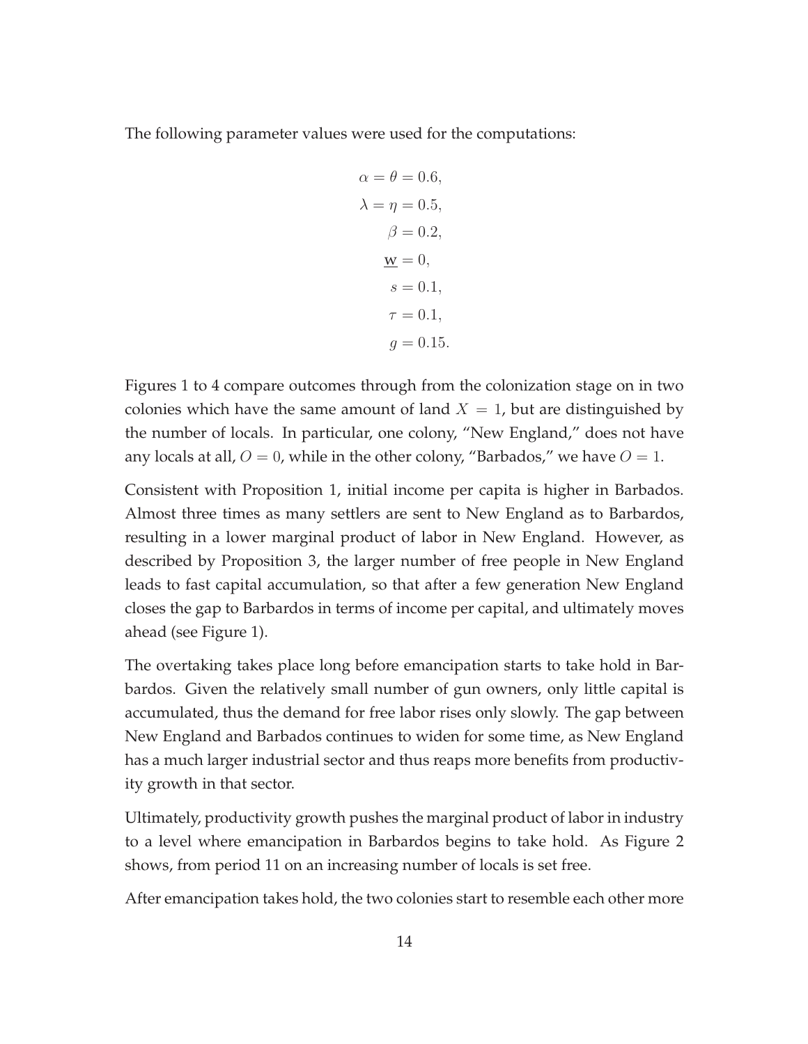The following parameter values were used for the computations:

$$
\begin{aligned}
\alpha = \theta &= 0.6, \\
\lambda = \eta &= 0.5, \\
\beta &= 0.2, \\
\underline{\mathrm{w}} &= 0, \\
s &= 0.1, \\
\tau &= 0.1, \\
g &= 0.15.
\end{aligned}
$$

Figures 1 to 4 compare outcomes through from the colonization stage on in two colonies which have the same amount of land $X = 1$, but are distinguished by the number of locals. In particular, one colony, "New England," does not have any locals at all, $O = 0$, while in the other colony, "Barbados," we have $O = 1$.

Consistent with Proposition 1, initial income per capita is higher in Barbados. Almost three times as many settlers are sent to New England as to Barbados, resulting in a lower marginal product of labor in New England. However, as described by Proposition 3, the larger number of free people in New England leads to fast capital accumulation, so that after a few generation New England closes the gap to Barbados in terms of income per capital, and ultimately moves ahead (see Figure 1).

The overtaking takes place long before emancipation starts to take hold in Barbados. Given the relatively small number of gun owners, only little capital is accumulated, thus the demand for free labor rises only slowly. The gap between New England and Barbados continues to widen for some time, as New England has a much larger industrial sector and thus reaps more benefits from productivity growth in that sector.

Ultimately, productivity growth pushes the marginal product of labor in industry to a level where emancipation in Barbados begins to take hold. As Figure 2 shows, from period 11 on an increasing number of locals is set free.

After emancipation takes hold, the two colonies start to resemble each other more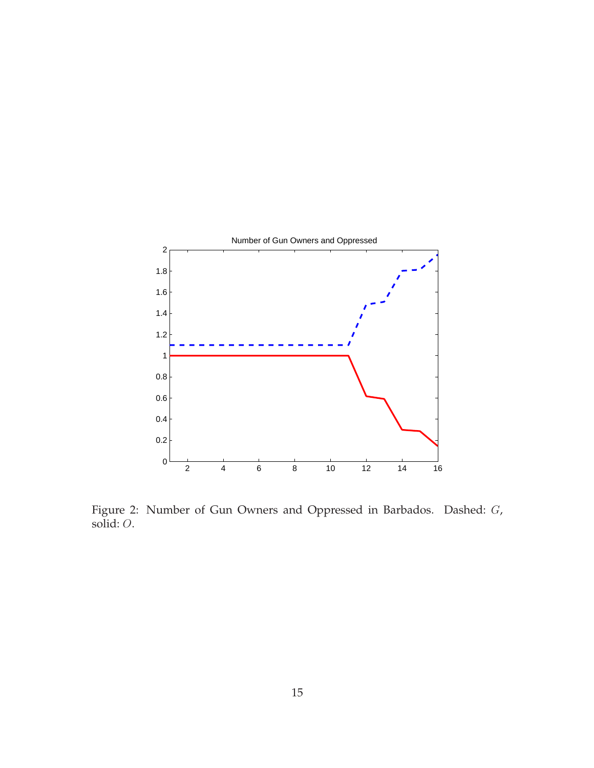Figure 2: Number of Gun Owners and Oppressed in Barbados. Dashed: $G$, solid: $O$.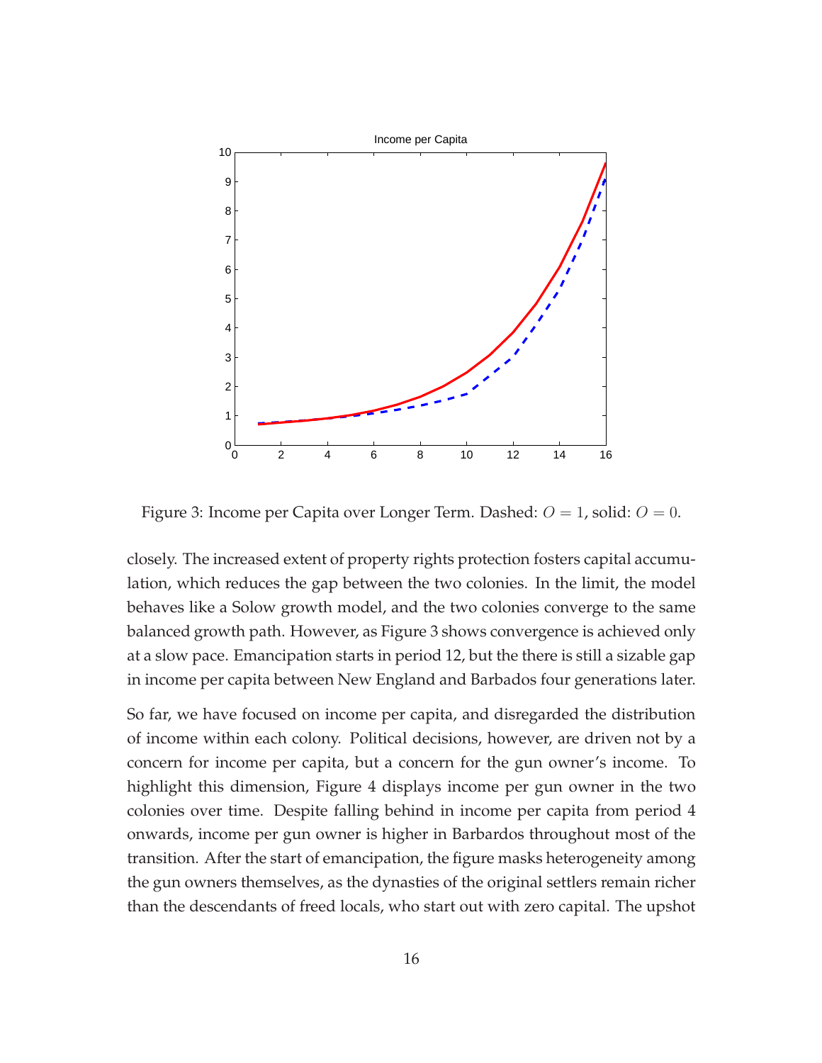Figure 3: Income per Capita over Longer Term. Dashed: $O = 1$, solid: $O = 0$.

closely. The increased extent of property rights protection fosters capital accumulation, which reduces the gap between the two colonies. In the limit, the model behaves like a Solow growth model, and the two colonies converge to the same balanced growth path. However, as Figure 3 shows convergence is achieved only at a slow pace. Emancipation starts in period 12, but the there is still a sizable gap in income per capita between New England and Barbados four generations later.

So far, we have focused on income per capita, and disregarded the distribution of income within each colony. Political decisions, however, are driven not by a concern for income per capita, but a concern for the gun owner's income. To highlight this dimension, Figure 4 displays income per gun owner in the two colonies over time. Despite falling behind in income per capita from period 4 onwards, income per gun owner is higher in Barbados throughout most of the transition. After the start of emancipation, the figure masks heterogeneity among the gun owners themselves, as the dynasties of the original settlers remain richer than the descendants of freed locals, who start out with zero capital. The upshot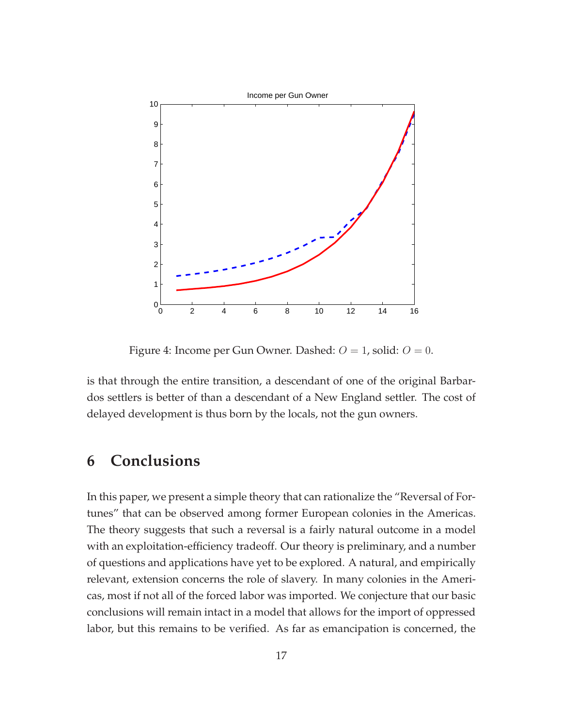Figure 4: Income per Gun Owner. Dashed: $O = 1$, solid: $O = 0$.

is that through the entire transition, a descendant of one of the original Barbardos settlers is better of than a descendant of a New England settler. The cost of delayed development is thus born by the locals, not the gun owners.

## 6 Conclusions

In this paper, we present a simple theory that can rationalize the "Reversal of Fortunes" that can be observed among former European colonies in the Americas. The theory suggests that such a reversal is a fairly natural outcome in a model with an exploitation-efficiency tradeoff. Our theory is preliminary, and a number of questions and applications have yet to be explored. A natural, and empirically relevant, extension concerns the role of slavery. In many colonies in the Americas, most if not all of the forced labor was imported. We conjecture that our basic conclusions will remain intact in a model that allows for the import of oppressed labor, but this remains to be verified. As far as emancipation is concerned, the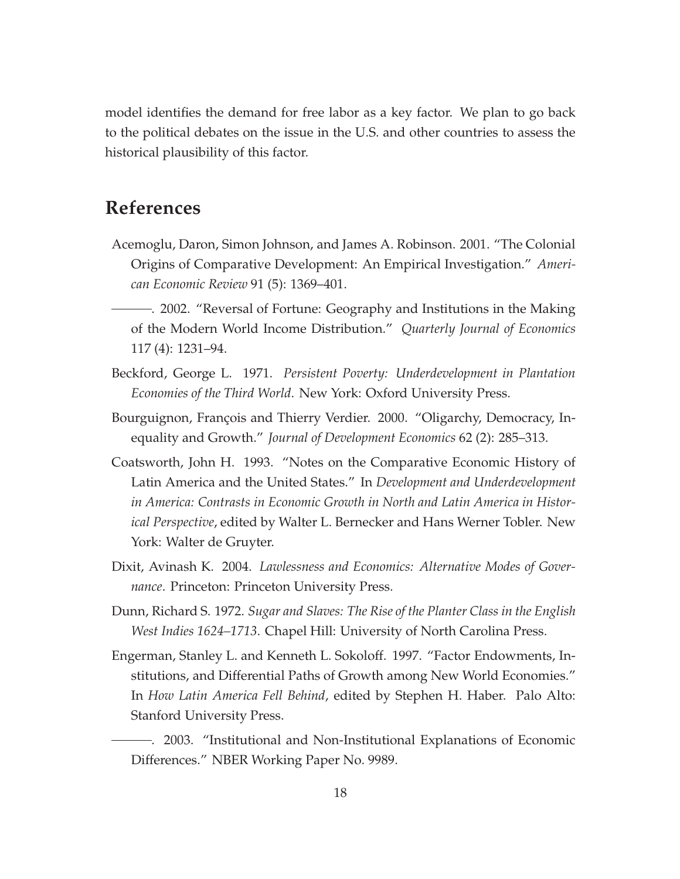model identifies the demand for free labor as a key factor. We plan to go back to the political debates on the issue in the U.S. and other countries to assess the historical plausibility of this factor.

## References

Acemoglu, Daron, Simon Johnson, and James A. Robinson. 2001. "The Colonial Origins of Comparative Development: An Empirical Investigation." *American Economic Review* 91 (5): 1369–401.

———. 2002. "Reversal of Fortune: Geography and Institutions in the Making of the Modern World Income Distribution." *Quarterly Journal of Economics* 117 (4): 1231–94.

Beckford, George L. 1971. *Persistent Poverty: Underdevelopment in Plantation Economies of the Third World*. New York: Oxford University Press.

Bourguignon, François and Thierry Verdier. 2000. "Oligarchy, Democracy, Inequality and Growth." *Journal of Development Economics* 62 (2): 285–313.

Coatsworth, John H. 1993. "Notes on the Comparative Economic History of Latin America and the United States." In *Development and Underdevelopment in America: Contrasts in Economic Growth in North and Latin America in Historical Perspective*, edited by Walter L. Bernecker and Hans Werner Tobler. New York: Walter de Gruyter.

Dixit, Avinash K. 2004. *Lawlessness and Economics: Alternative Modes of Governance*. Princeton: Princeton University Press.

Dunn, Richard S. 1972. *Sugar and Slaves: The Rise of the Planter Class in the English West Indies 1624–1713*. Chapel Hill: University of North Carolina Press.

Engerman, Stanley L. and Kenneth L. Sokoloff. 1997. "Factor Endowments, Institutions, and Differential Paths of Growth among New World Economies." In *How Latin America Fell Behind*, edited by Stephen H. Haber. Palo Alto: Stanford University Press.

———. 2003. "Institutional and Non-Institutional Explanations of Economic Differences." NBER Working Paper No. 9989.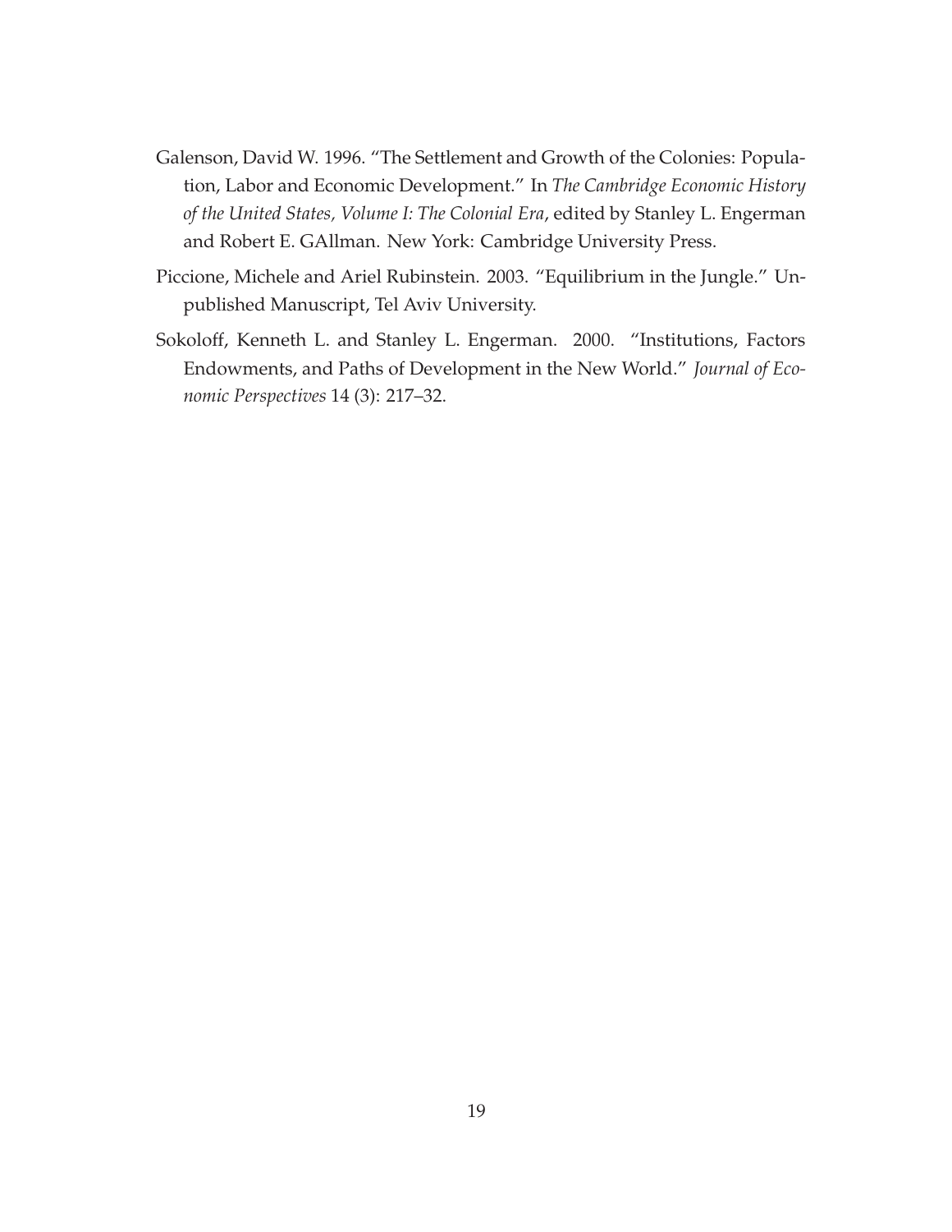Galenson, David W. 1996. "The Settlement and Growth of the Colonies: Population, Labor and Economic Development." In *The Cambridge Economic History of the United States, Volume I: The Colonial Era*, edited by Stanley L. Engerman and Robert E. GAllman. New York: Cambridge University Press.

Piccione, Michele and Ariel Rubinstein. 2003. "Equilibrium in the Jungle." Unpublished Manuscript, Tel Aviv University.

Sokoloff, Kenneth L. and Stanley L. Engerman. 2000. "Institutions, Factors Endowments, and Paths of Development in the New World." *Journal of Economic Perspectives* 14 (3): 217–32.